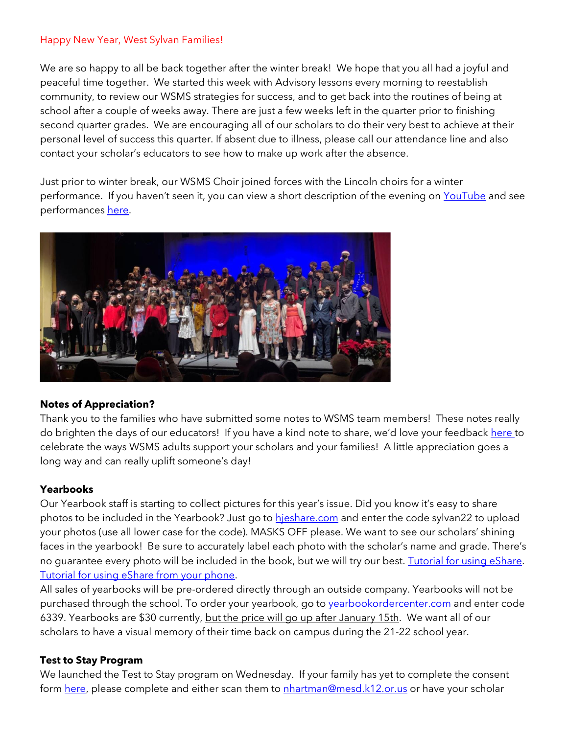Happy New Year, West Sylvan Families!

We are so happy to all be back together after the winter break! We hope that you all had a joyful and peaceful time together. We started this week with Advisory lessons every morning to reestablish community, to review our WSMS strategies for success, and to get back into the routines of being at school after a couple of weeks away. There are just a few weeks left in the quarter prior to finishing second quarter grades. We are encouraging all of our scholars to do their very best to achieve at their personal level of success this quarter. If absent due to illness, please call our attendance line and also contact your scholar's educators to see how to make up work after the absence.

Just prior to winter break, our WSMS Choir joined forces with the Lincoln choirs for a winter performance. If you haven't seen it, you can view a short description of the evening on YouTube and see performances here.

**Notes of Appreciation?**

Thank you to the families who have submitted some notes to WSMS team members! These notes really do brighten the days of our educators! If you have a kind note to share, we'd love your feedback here to celebrate the ways WSMS adults support your scholars and your families! A little appreciation goes a long way and can really uplift someone's day!

**Yearbooks**

Our Yearbook staff is starting to collect pictures for this year's issue. Did you know it's easy to share photos to be included in the Yearbook? Just go to hjeshare.com and enter the code sylvan22 to upload your photos (use all lower case for the code). MASKS OFF please. We want to see our scholars' shining faces in the yearbook! Be sure to accurately label each photo with the scholar's name and grade. There's no guarantee every photo will be included in the book, but we will try our best. Tutorial for using eShare. Tutorial for using eShare from your phone.

All sales of yearbooks will be pre-ordered directly through an outside company. Yearbooks will not be purchased through the school. To order your yearbook, go to yearbookordercenter.com and enter code 6339. Yearbooks are $30 currently, but the price will go up after January 15th. We want all of our scholars to have a visual memory of their time back on campus during the 21-22 school year.

**Test to Stay Program**

We launched the Test to Stay program on Wednesday. If your family has yet to complete the consent form here, please complete and either scan them to nhartman@mesd.k12.or.us or have your scholar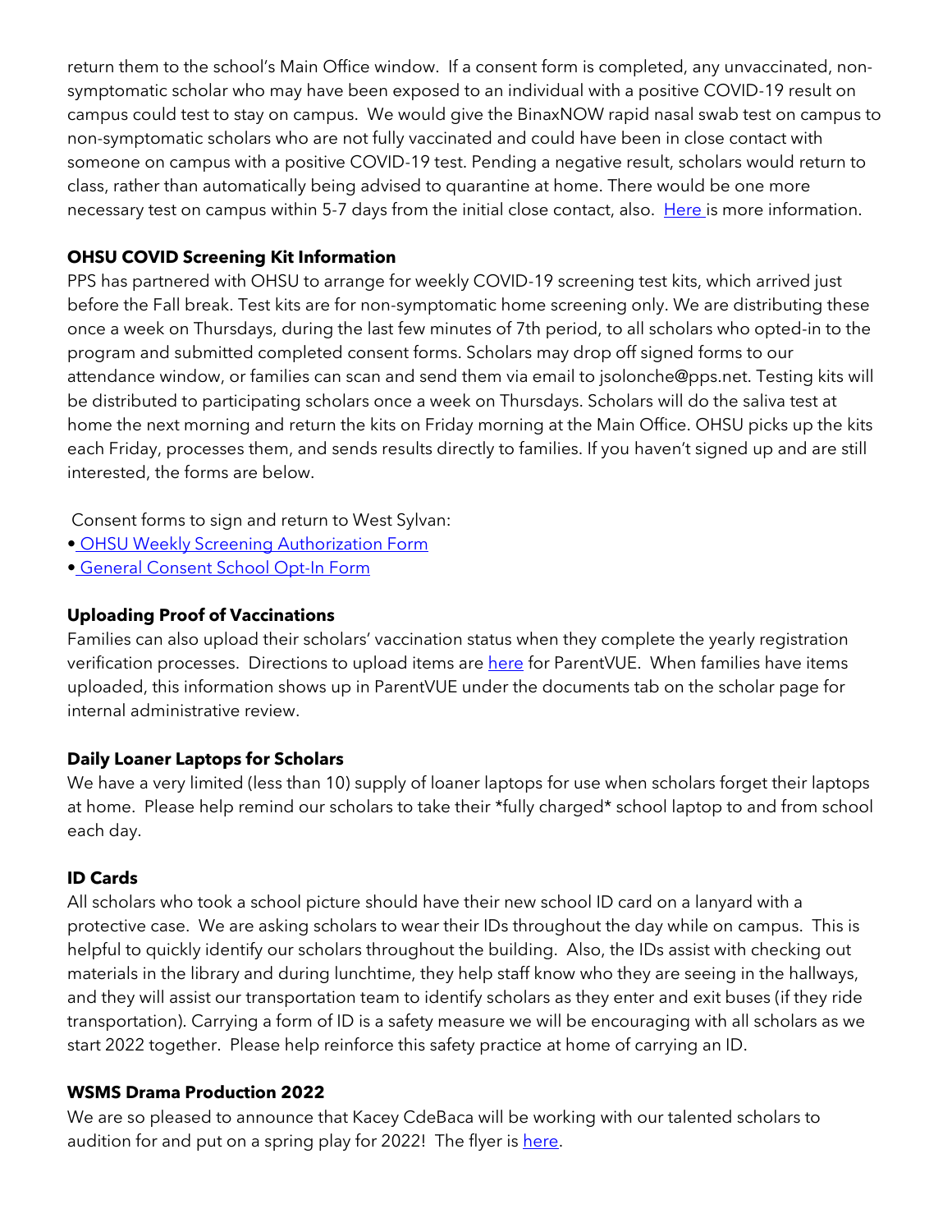return them to the school's Main Office window. If a consent form is completed, any unvaccinated, non-symptomatic scholar who may have been exposed to an individual with a positive COVID-19 result on campus could test to stay on campus. We would give the BinaxNOW rapid nasal swab test on campus to non-symptomatic scholars who are not fully vaccinated and could have been in close contact with someone on campus with a positive COVID-19 test. Pending a negative result, scholars would return to class, rather than automatically being advised to quarantine at home. There would be one more necessary test on campus within 5-7 days from the initial close contact, also. Here is more information.

**OHSU COVID Screening Kit Information**

PPS has partnered with OHSU to arrange for weekly COVID-19 screening test kits, which arrived just before the Fall break. Test kits are for non-symptomatic home screening only. We are distributing these once a week on Thursdays, during the last few minutes of 7th period, to all scholars who opted-in to the program and submitted completed consent forms. Scholars may drop off signed forms to our attendance window, or families can scan and send them via email to jsolonche@pps.net. Testing kits will be distributed to participating scholars once a week on Thursdays. Scholars will do the saliva test at home the next morning and return the kits on Friday morning at the Main Office. OHSU picks up the kits each Friday, processes them, and sends results directly to families. If you haven't signed up and are still interested, the forms are below.

Consent forms to sign and return to West Sylvan:

- OHSU Weekly Screening Authorization Form
- General Consent School Opt-In Form

**Uploading Proof of Vaccinations**

Families can also upload their scholars' vaccination status when they complete the yearly registration verification processes. Directions to upload items are here for ParentVUE. When families have items uploaded, this information shows up in ParentVUE under the documents tab on the scholar page for internal administrative review.

**Daily Loaner Laptops for Scholars**

We have a very limited (less than 10) supply of loaner laptops for use when scholars forget their laptops at home. Please help remind our scholars to take their *fully charged* school laptop to and from school each day.

**ID Cards**

All scholars who took a school picture should have their new school ID card on a lanyard with a protective case. We are asking scholars to wear their IDs throughout the day while on campus. This is helpful to quickly identify our scholars throughout the building. Also, the IDs assist with checking out materials in the library and during lunchtime, they help staff know who they are seeing in the hallways, and they will assist our transportation team to identify scholars as they enter and exit buses (if they ride transportation). Carrying a form of ID is a safety measure we will be encouraging with all scholars as we start 2022 together. Please help reinforce this safety practice at home of carrying an ID.

**WSMS Drama Production 2022**

We are so pleased to announce that Kacey CdeBaca will be working with our talented scholars to audition for and put on a spring play for 2022! The flyer is here.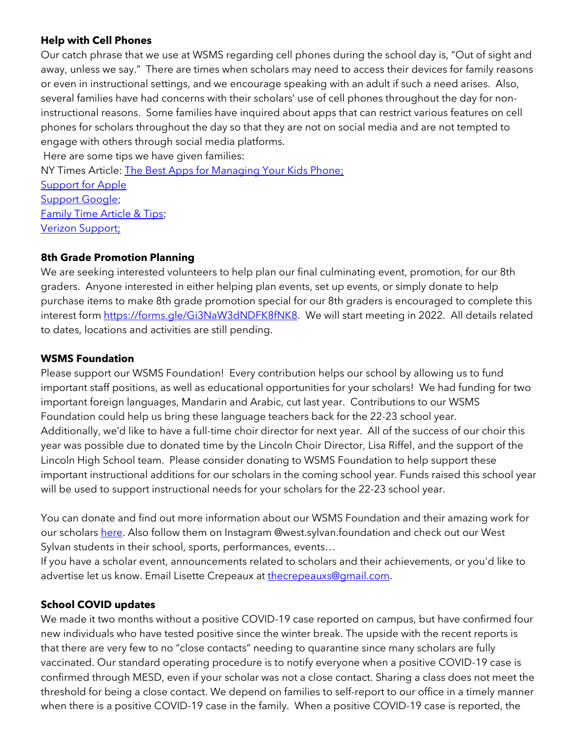**Help with Cell Phones**

Our catch phrase that we use at WSMS regarding cell phones during the school day is, "Out of sight and away, unless we say." There are times when scholars may need to access their devices for family reasons or even in instructional settings, and we encourage speaking with an adult if such a need arises. Also, several families have had concerns with their scholars' use of cell phones throughout the day for non-instructional reasons. Some families have inquired about apps that can restrict various features on cell phones for scholars throughout the day so that they are not on social media and are not tempted to engage with others through social media platforms.

Here are some tips we have given families:

NY Times Article: The Best Apps for Managing Your Kids Phone;
Support for Apple
Support Google;
Family Time Article & Tips;
Verizon Support;

**8th Grade Promotion Planning**

We are seeking interested volunteers to help plan our final culminating event, promotion, for our 8th graders. Anyone interested in either helping plan events, set up events, or simply donate to help purchase items to make 8th grade promotion special for our 8th graders is encouraged to complete this interest form https://forms.gle/Gi3NaW3dNDFK8fNK8. We will start meeting in 2022. All details related to dates, locations and activities are still pending.

**WSMS Foundation**

Please support our WSMS Foundation! Every contribution helps our school by allowing us to fund important staff positions, as well as educational opportunities for your scholars! We had funding for two important foreign languages, Mandarin and Arabic, cut last year. Contributions to our WSMS Foundation could help us bring these language teachers back for the 22-23 school year. Additionally, we'd like to have a full-time choir director for next year. All of the success of our choir this year was possible due to donated time by the Lincoln Choir Director, Lisa Riffel, and the support of the Lincoln High School team. Please consider donating to WSMS Foundation to help support these important instructional additions for our scholars in the coming school year. Funds raised this school year will be used to support instructional needs for your scholars for the 22-23 school year.

You can donate and find out more information about our WSMS Foundation and their amazing work for our scholars here. Also follow them on Instagram @west.sylvan.foundation and check out our West Sylvan students in their school, sports, performances, events…

If you have a scholar event, announcements related to scholars and their achievements, or you'd like to advertise let us know. Email Lisette Crepeaux at thecrepeauxs@gmail.com.

**School COVID updates**

We made it two months without a positive COVID-19 case reported on campus, but have confirmed four new individuals who have tested positive since the winter break. The upside with the recent reports is that there are very few to no "close contacts" needing to quarantine since many scholars are fully vaccinated. Our standard operating procedure is to notify everyone when a positive COVID-19 case is confirmed through MESD, even if your scholar was not a close contact. Sharing a class does not meet the threshold for being a close contact. We depend on families to self-report to our office in a timely manner when there is a positive COVID-19 case in the family. When a positive COVID-19 case is reported, the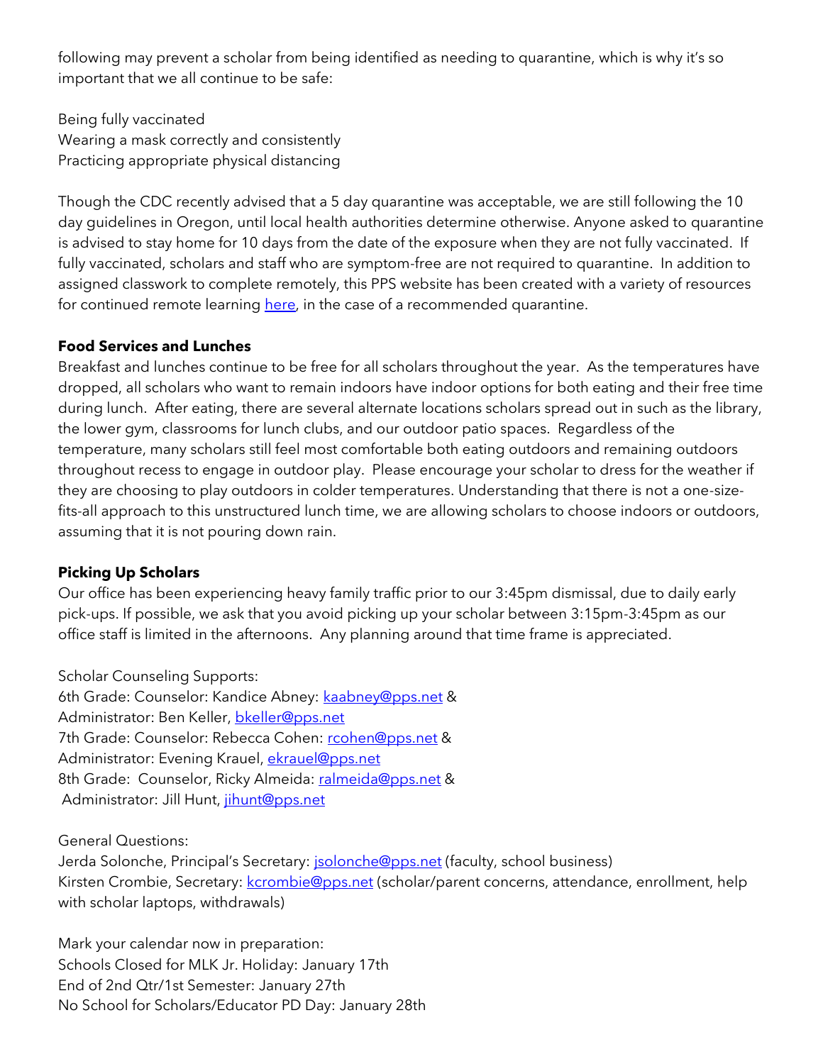following may prevent a scholar from being identified as needing to quarantine, which is why it's so important that we all continue to be safe:

Being fully vaccinated
Wearing a mask correctly and consistently
Practicing appropriate physical distancing

Though the CDC recently advised that a 5 day quarantine was acceptable, we are still following the 10 day guidelines in Oregon, until local health authorities determine otherwise. Anyone asked to quarantine is advised to stay home for 10 days from the date of the exposure when they are not fully vaccinated. If fully vaccinated, scholars and staff who are symptom-free are not required to quarantine. In addition to assigned classwork to complete remotely, this PPS website has been created with a variety of resources for continued remote learning [here](), in the case of a recommended quarantine.

**Food Services and Lunches**

Breakfast and lunches continue to be free for all scholars throughout the year. As the temperatures have dropped, all scholars who want to remain indoors have indoor options for both eating and their free time during lunch. After eating, there are several alternate locations scholars spread out in such as the library, the lower gym, classrooms for lunch clubs, and our outdoor patio spaces. Regardless of the temperature, many scholars still feel most comfortable both eating outdoors and remaining outdoors throughout recess to engage in outdoor play. Please encourage your scholar to dress for the weather if they are choosing to play outdoors in colder temperatures. Understanding that there is not a one-size-fits-all approach to this unstructured lunch time, we are allowing scholars to choose indoors or outdoors, assuming that it is not pouring down rain.

**Picking Up Scholars**

Our office has been experiencing heavy family traffic prior to our 3:45pm dismissal, due to daily early pick-ups. If possible, we ask that you avoid picking up your scholar between 3:15pm-3:45pm as our office staff is limited in the afternoons. Any planning around that time frame is appreciated.

Scholar Counseling Supports:
6th Grade: Counselor: Kandice Abney: kaabney@pps.net &
Administrator: Ben Keller, bkeller@pps.net
7th Grade: Counselor: Rebecca Cohen: rcohen@pps.net &
Administrator: Evening Krauel, ekrauel@pps.net
8th Grade: Counselor, Ricky Almeida: ralmeida@pps.net &
Administrator: Jill Hunt, jihunt@pps.net

General Questions:
Jerda Solonche, Principal's Secretary: jsolonche@pps.net (faculty, school business)
Kirsten Crombie, Secretary: kcrombie@pps.net (scholar/parent concerns, attendance, enrollment, help with scholar laptops, withdrawals)

Mark your calendar now in preparation:
Schools Closed for MLK Jr. Holiday: January 17th
End of 2nd Qtr/1st Semester: January 27th
No School for Scholars/Educator PD Day: January 28th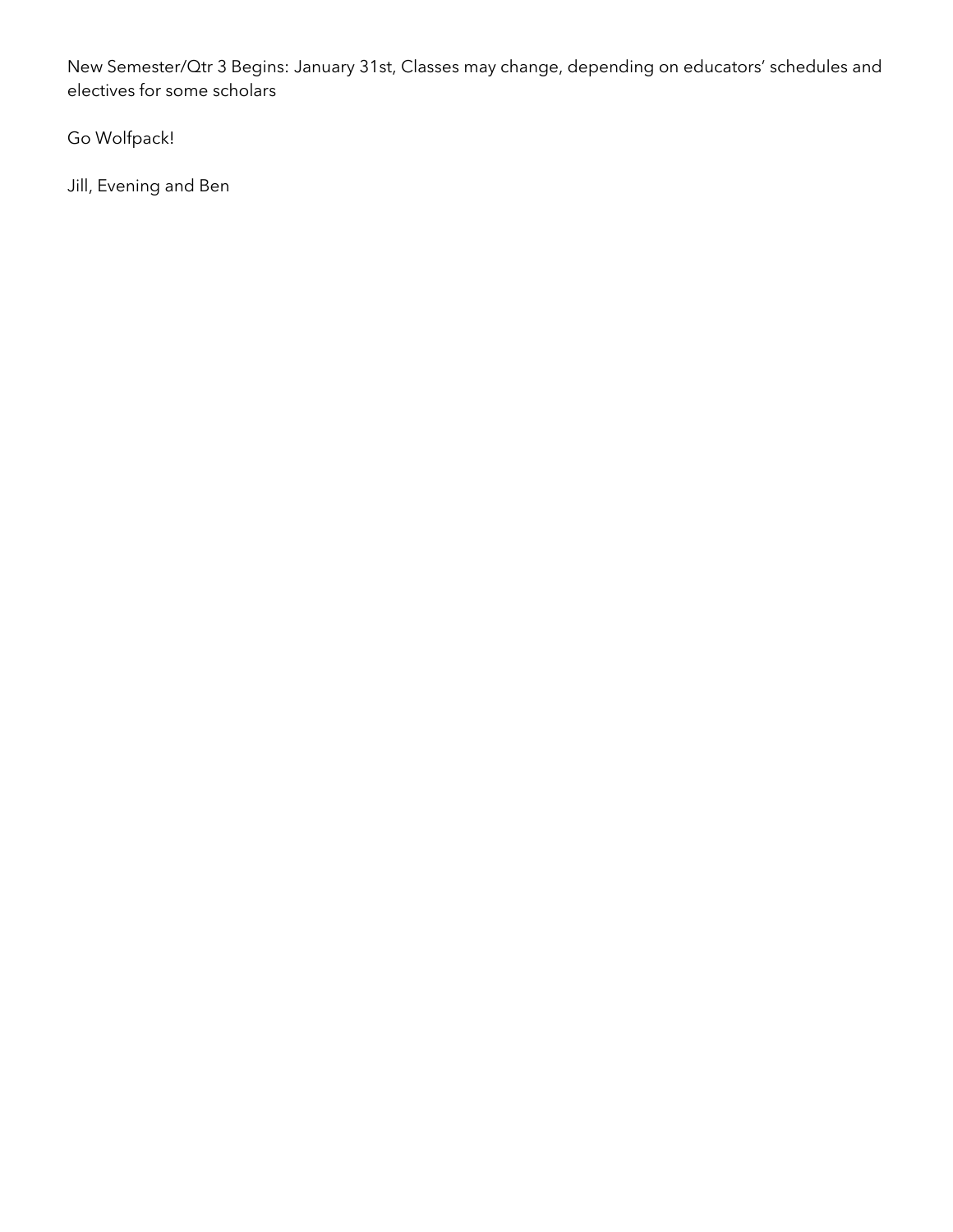New Semester/Qtr 3 Begins: January 31st, Classes may change, depending on educators' schedules and electives for some scholars

Go Wolfpack!

Jill, Evening and Ben